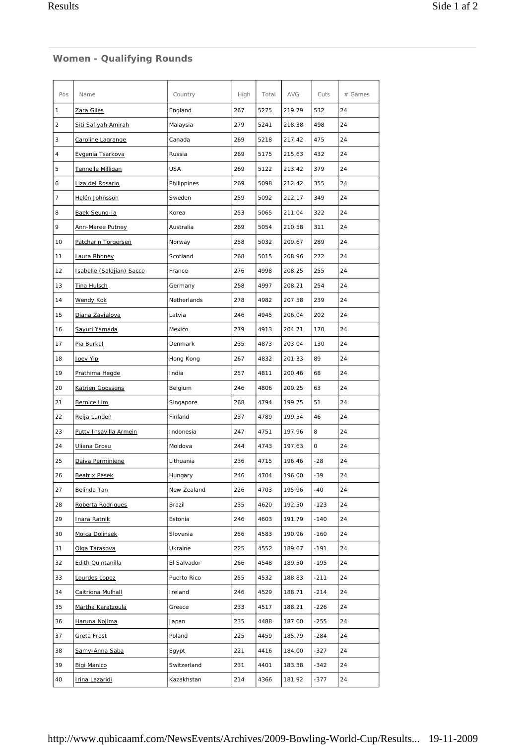## Women - Qualifying Rounds

| Pos | Name | Country | High | Total | AVG | Cuts | # Games |
|---|---|---|---|---|---|---|---|
| 1 | Zara Giles | England | 267 | 5275 | 219.79 | 532 | 24 |
| 2 | Siti Safiyah Amirah | Malaysia | 279 | 5241 | 218.38 | 498 | 24 |
| 3 | Caroline Lagrange | Canada | 269 | 5218 | 217.42 | 475 | 24 |
| 4 | Evgenia Tsarkova | Russia | 269 | 5175 | 215.63 | 432 | 24 |
| 5 | Tennelle Milligan | USA | 269 | 5122 | 213.42 | 379 | 24 |
| 6 | Liza del Rosario | Philippines | 269 | 5098 | 212.42 | 355 | 24 |
| 7 | Helén Johnsson | Sweden | 259 | 5092 | 212.17 | 349 | 24 |
| 8 | Baek Seung-ja | Korea | 253 | 5065 | 211.04 | 322 | 24 |
| 9 | Ann-Maree Putney | Australia | 269 | 5054 | 210.58 | 311 | 24 |
| 10 | Patcharin Torgersen | Norway | 258 | 5032 | 209.67 | 289 | 24 |
| 11 | Laura Rhoney | Scotland | 268 | 5015 | 208.96 | 272 | 24 |
| 12 | Isabelle (Saldjian) Sacco | France | 276 | 4998 | 208.25 | 255 | 24 |
| 13 | Tina Hulsch | Germany | 258 | 4997 | 208.21 | 254 | 24 |
| 14 | Wendy Kok | Netherlands | 278 | 4982 | 207.58 | 239 | 24 |
| 15 | Diana Zavjalova | Latvia | 246 | 4945 | 206.04 | 202 | 24 |
| 16 | Sayuri Yamada | Mexico | 279 | 4913 | 204.71 | 170 | 24 |
| 17 | Pia Burkal | Denmark | 235 | 4873 | 203.04 | 130 | 24 |
| 18 | Joey Yip | Hong Kong | 267 | 4832 | 201.33 | 89 | 24 |
| 19 | Prathima Hegde | India | 257 | 4811 | 200.46 | 68 | 24 |
| 20 | Katrien Goossens | Belgium | 246 | 4806 | 200.25 | 63 | 24 |
| 21 | Bernice Lim | Singapore | 268 | 4794 | 199.75 | 51 | 24 |
| 22 | Reija Lunden | Finland | 237 | 4789 | 199.54 | 46 | 24 |
| 23 | Putty Insavilla Armein | Indonesia | 247 | 4751 | 197.96 | 8 | 24 |
| 24 | Uliana Grosu | Moldova | 244 | 4743 | 197.63 | 0 | 24 |
| 25 | Daiva Perminiene | Lithuania | 236 | 4715 | 196.46 | -28 | 24 |
| 26 | Beatrix Pesek | Hungary | 246 | 4704 | 196.00 | -39 | 24 |
| 27 | Belinda Tan | New Zealand | 226 | 4703 | 195.96 | -40 | 24 |
| 28 | Roberta Rodrigues | Brazil | 235 | 4620 | 192.50 | -123 | 24 |
| 29 | Inara Ratnik | Estonia | 246 | 4603 | 191.79 | -140 | 24 |
| 30 | Mojca Dolinsek | Slovenia | 256 | 4583 | 190.96 | -160 | 24 |
| 31 | Olga Tarasova | Ukraine | 225 | 4552 | 189.67 | -191 | 24 |
| 32 | Edith Quintanilla | El Salvador | 266 | 4548 | 189.50 | -195 | 24 |
| 33 | Lourdes Lopez | Puerto Rico | 255 | 4532 | 188.83 | -211 | 24 |
| 34 | Caitriona Mulhall | Ireland | 246 | 4529 | 188.71 | -214 | 24 |
| 35 | Martha Karatzoula | Greece | 233 | 4517 | 188.21 | -226 | 24 |
| 36 | Haruna Nojima | Japan | 235 | 4488 | 187.00 | -255 | 24 |
| 37 | Greta Frost | Poland | 225 | 4459 | 185.79 | -284 | 24 |
| 38 | Samy-Anna Saba | Egypt | 221 | 4416 | 184.00 | -327 | 24 |
| 39 | Bigi Manico | Switzerland | 231 | 4401 | 183.38 | -342 | 24 |
| 40 | Irina Lazaridi | Kazakhstan | 214 | 4366 | 181.92 | -377 | 24 |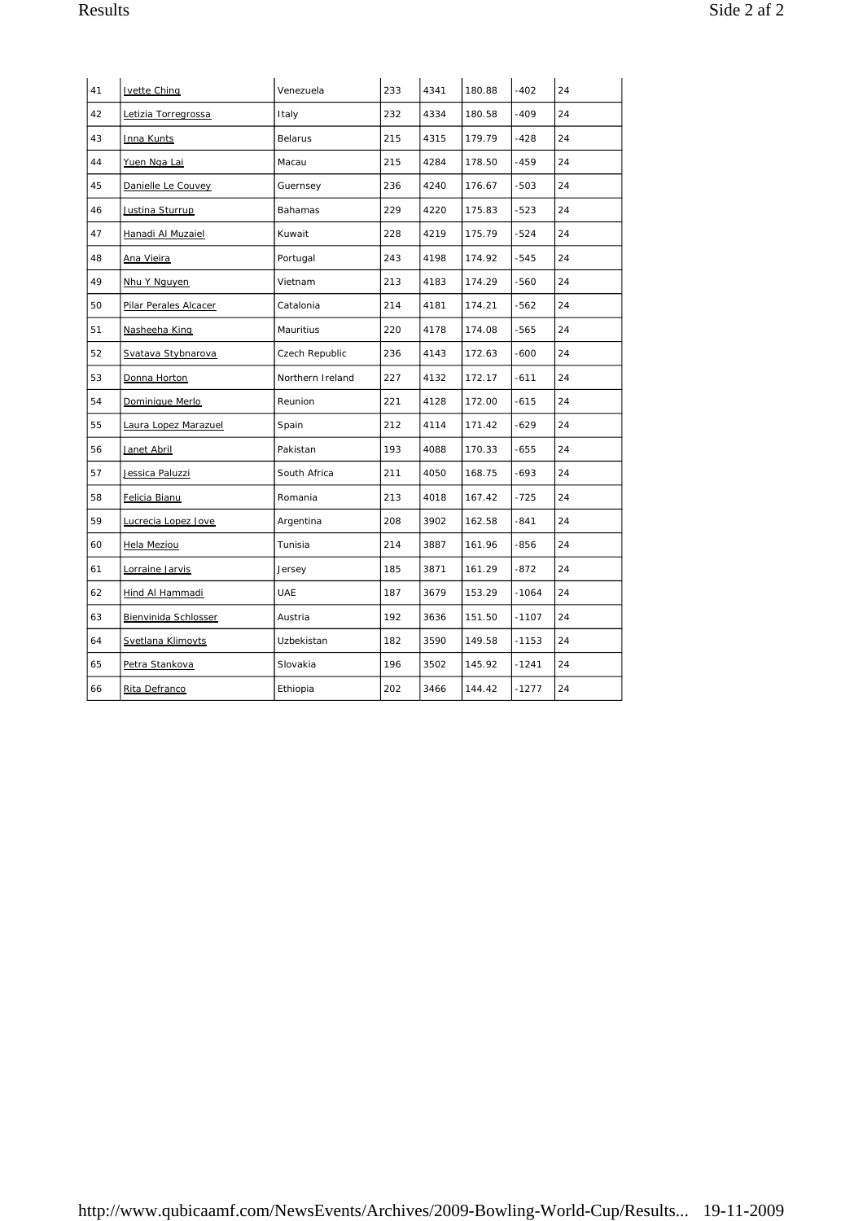| 41 | Ivette Ching | Venezuela | 233 | 4341 | 180.88 | -402 | 24 |
|---|---|---|---|---|---|---|---|
| 42 | Letizia Torregrossa | Italy | 232 | 4334 | 180.58 | -409 | 24 |
| 43 | Inna Kunts | Belarus | 215 | 4315 | 179.79 | -428 | 24 |
| 44 | Yuen Nga Lai | Macau | 215 | 4284 | 178.50 | -459 | 24 |
| 45 | Danielle Le Couvey | Guernsey | 236 | 4240 | 176.67 | -503 | 24 |
| 46 | Justina Sturrup | Bahamas | 229 | 4220 | 175.83 | -523 | 24 |
| 47 | Hanadi Al Muzaiel | Kuwait | 228 | 4219 | 175.79 | -524 | 24 |
| 48 | Ana Vieira | Portugal | 243 | 4198 | 174.92 | -545 | 24 |
| 49 | Nhu Y Nguyen | Vietnam | 213 | 4183 | 174.29 | -560 | 24 |
| 50 | Pilar Perales Alcacer | Catalonia | 214 | 4181 | 174.21 | -562 | 24 |
| 51 | Nasheeha King | Mauritius | 220 | 4178 | 174.08 | -565 | 24 |
| 52 | Svatava Stybnarova | Czech Republic | 236 | 4143 | 172.63 | -600 | 24 |
| 53 | Donna Horton | Northern Ireland | 227 | 4132 | 172.17 | -611 | 24 |
| 54 | Dominique Merlo | Reunion | 221 | 4128 | 172.00 | -615 | 24 |
| 55 | Laura Lopez Marazuel | Spain | 212 | 4114 | 171.42 | -629 | 24 |
| 56 | Janet Abril | Pakistan | 193 | 4088 | 170.33 | -655 | 24 |
| 57 | Jessica Paluzzi | South Africa | 211 | 4050 | 168.75 | -693 | 24 |
| 58 | Felicia Bianu | Romania | 213 | 4018 | 167.42 | -725 | 24 |
| 59 | Lucrecia Lopez Jove | Argentina | 208 | 3902 | 162.58 | -841 | 24 |
| 60 | Hela Meziou | Tunisia | 214 | 3887 | 161.96 | -856 | 24 |
| 61 | Lorraine Jarvis | Jersey | 185 | 3871 | 161.29 | -872 | 24 |
| 62 | Hind Al Hammadi | UAE | 187 | 3679 | 153.29 | -1064 | 24 |
| 63 | Bienvinida Schlosser | Austria | 192 | 3636 | 151.50 | -1107 | 24 |
| 64 | Svetlana Klimovts | Uzbekistan | 182 | 3590 | 149.58 | -1153 | 24 |
| 65 | Petra Stankova | Slovakia | 196 | 3502 | 145.92 | -1241 | 24 |
| 66 | Rita Defranco | Ethiopia | 202 | 3466 | 144.42 | -1277 | 24 |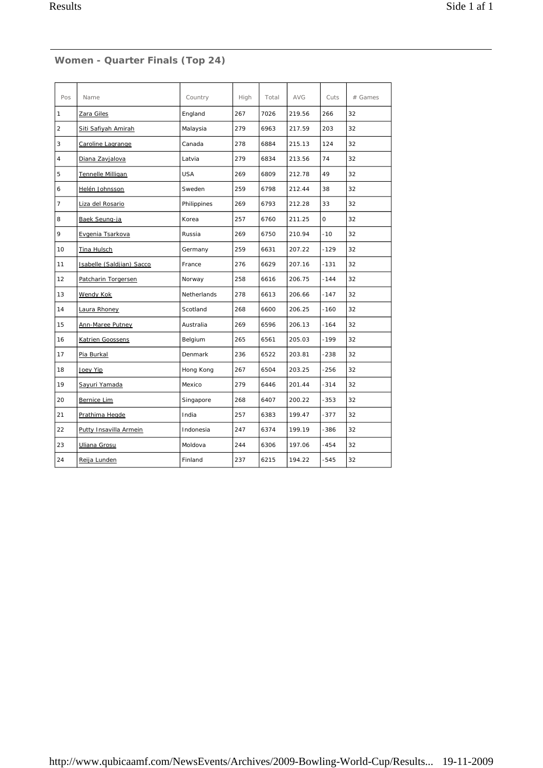## Women - Quarter Finals (Top 24)

| Pos | Name | Country | High | Total | AVG | Cuts | # Games |
|---|---|---|---|---|---|---|---|
| 1 | Zara Giles | England | 267 | 7026 | 219.56 | 266 | 32 |
| 2 | Siti Safiyah Amirah | Malaysia | 279 | 6963 | 217.59 | 203 | 32 |
| 3 | Caroline Lagrange | Canada | 278 | 6884 | 215.13 | 124 | 32 |
| 4 | Diana Zavjalova | Latvia | 279 | 6834 | 213.56 | 74 | 32 |
| 5 | Tennelle Milligan | USA | 269 | 6809 | 212.78 | 49 | 32 |
| 6 | Helén Johnsson | Sweden | 259 | 6798 | 212.44 | 38 | 32 |
| 7 | Liza del Rosario | Philippines | 269 | 6793 | 212.28 | 33 | 32 |
| 8 | Baek Seung-ja | Korea | 257 | 6760 | 211.25 | 0 | 32 |
| 9 | Evgenia Tsarkova | Russia | 269 | 6750 | 210.94 | -10 | 32 |
| 10 | Tina Hulsch | Germany | 259 | 6631 | 207.22 | -129 | 32 |
| 11 | Isabelle (Saldjian) Sacco | France | 276 | 6629 | 207.16 | -131 | 32 |
| 12 | Patcharin Torgersen | Norway | 258 | 6616 | 206.75 | -144 | 32 |
| 13 | Wendy Kok | Netherlands | 278 | 6613 | 206.66 | -147 | 32 |
| 14 | Laura Rhoney | Scotland | 268 | 6600 | 206.25 | -160 | 32 |
| 15 | Ann-Maree Putney | Australia | 269 | 6596 | 206.13 | -164 | 32 |
| 16 | Katrien Goossens | Belgium | 265 | 6561 | 205.03 | -199 | 32 |
| 17 | Pia Burkal | Denmark | 236 | 6522 | 203.81 | -238 | 32 |
| 18 | Joey Yip | Hong Kong | 267 | 6504 | 203.25 | -256 | 32 |
| 19 | Sayuri Yamada | Mexico | 279 | 6446 | 201.44 | -314 | 32 |
| 20 | Bernice Lim | Singapore | 268 | 6407 | 200.22 | -353 | 32 |
| 21 | Prathima Hegde | India | 257 | 6383 | 199.47 | -377 | 32 |
| 22 | Putty Insavilla Armein | Indonesia | 247 | 6374 | 199.19 | -386 | 32 |
| 23 | Uliana Grosu | Moldova | 244 | 6306 | 197.06 | -454 | 32 |
| 24 | Reija Lunden | Finland | 237 | 6215 | 194.22 | -545 | 32 |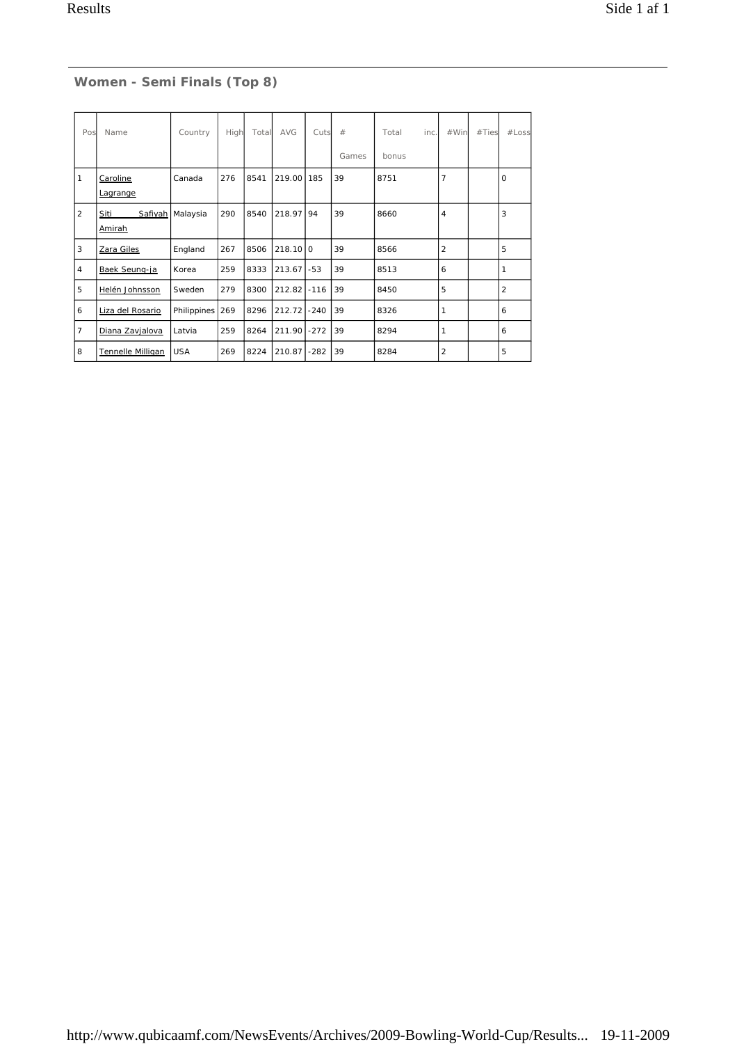## Women - Semi Finals (Top 8)

| Pos | Name | Country | High | Total | AVG | Cuts | # Games | Total inc. bonus | #Win | #Ties | #Loss |
|---|---|---|---|---|---|---|---|---|---|---|---|
| 1 | Caroline Lagrange | Canada | 276 | 8541 | 219.00 | 185 | 39 | 8751 | 7 | | 0 |
| 2 | Siti Safiyah Amirah | Malaysia | 290 | 8540 | 218.97 | 94 | 39 | 8660 | 4 | | 3 |
| 3 | Zara Giles | England | 267 | 8506 | 218.10 | 0 | 39 | 8566 | 2 | | 5 |
| 4 | Baek Seung-ja | Korea | 259 | 8333 | 213.67 | -53 | 39 | 8513 | 6 | | 1 |
| 5 | Helén Johnsson | Sweden | 279 | 8300 | 212.82 | -116 | 39 | 8450 | 5 | | 2 |
| 6 | Liza del Rosario | Philippines | 269 | 8296 | 212.72 | -240 | 39 | 8326 | 1 | | 6 |
| 7 | Diana Zavjalova | Latvia | 259 | 8264 | 211.90 | -272 | 39 | 8294 | 1 | | 6 |
| 8 | Tennelle Milligan | USA | 269 | 8224 | 210.87 | -282 | 39 | 8284 | 2 | | 5 |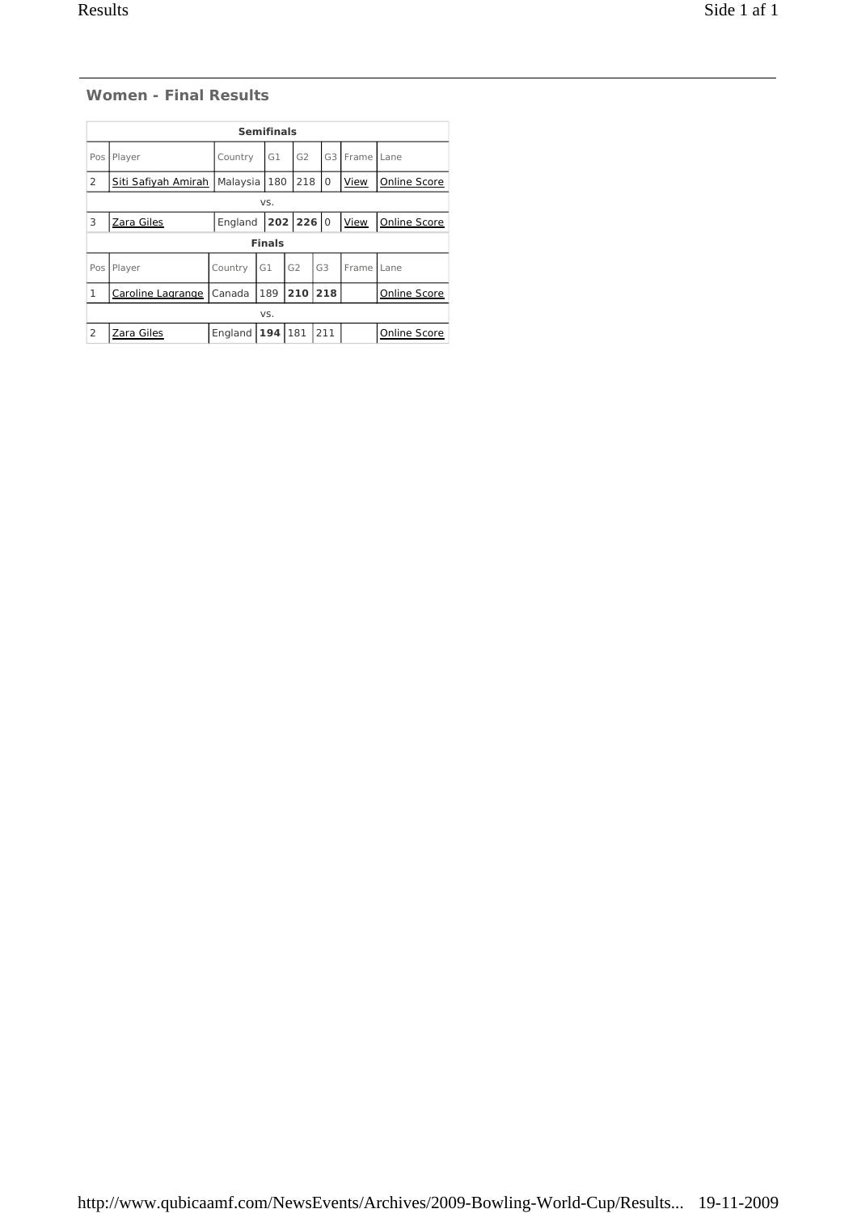## Women - Final Results

| Semifinals | | | | | | | |
|---|---|---|---|---|---|---|---|
| Pos | Player | Country | G1 | G2 | G3 | Frame | Lane |
| 2 | Siti Safiyah Amirah | Malaysia | 180 | 218 | 0 | View | Online Score |
| vs. | | | | | | | |
| 3 | Zara Giles | England | **202** | **226** | 0 | View | Online Score |

| Finals | | | | | | | |
|---|---|---|---|---|---|---|---|
| Pos | Player | Country | G1 | G2 | G3 | Frame | Lane |
| 1 | Caroline Lagrange | Canada | 189 | **210** | **218** | | Online Score |
| vs. | | | | | | | |
| 2 | Zara Giles | England | **194** | 181 | 211 | | Online Score |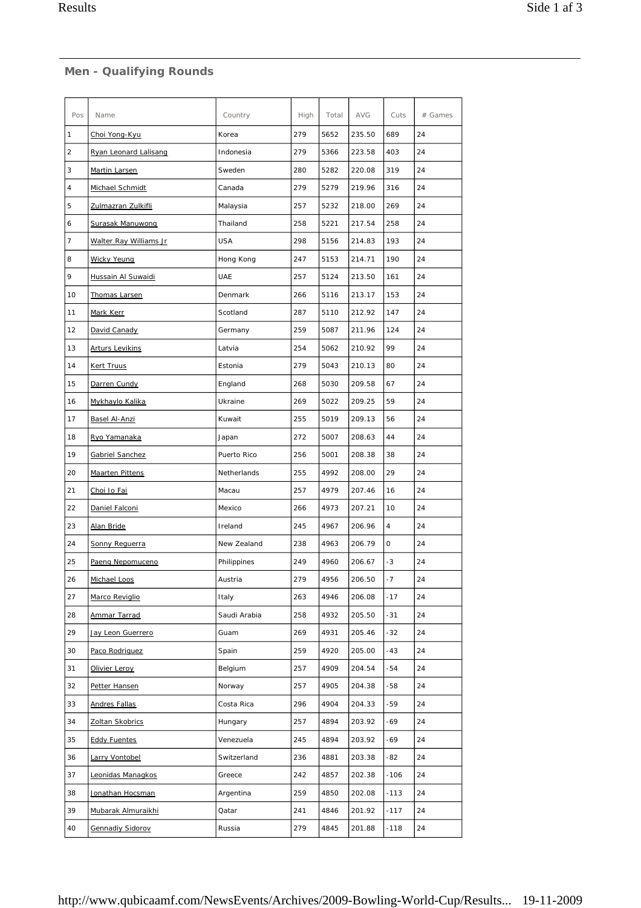## Men - Qualifying Rounds

| Pos | Name | Country | High | Total | AVG | Cuts | # Games |
|---|---|---|---|---|---|---|---|
| 1 | Choi Yong-Kyu | Korea | 279 | 5652 | 235.50 | 689 | 24 |
| 2 | Ryan Leonard Lalisang | Indonesia | 279 | 5366 | 223.58 | 403 | 24 |
| 3 | Martin Larsen | Sweden | 280 | 5282 | 220.08 | 319 | 24 |
| 4 | Michael Schmidt | Canada | 279 | 5279 | 219.96 | 316 | 24 |
| 5 | Zulmazran Zulkifli | Malaysia | 257 | 5232 | 218.00 | 269 | 24 |
| 6 | Surasak Manuwong | Thailand | 258 | 5221 | 217.54 | 258 | 24 |
| 7 | Walter Ray Williams Jr | USA | 298 | 5156 | 214.83 | 193 | 24 |
| 8 | Wicky Yeung | Hong Kong | 247 | 5153 | 214.71 | 190 | 24 |
| 9 | Hussain Al Suwaidi | UAE | 257 | 5124 | 213.50 | 161 | 24 |
| 10 | Thomas Larsen | Denmark | 266 | 5116 | 213.17 | 153 | 24 |
| 11 | Mark Kerr | Scotland | 287 | 5110 | 212.92 | 147 | 24 |
| 12 | David Canady | Germany | 259 | 5087 | 211.96 | 124 | 24 |
| 13 | Arturs Levikins | Latvia | 254 | 5062 | 210.92 | 99 | 24 |
| 14 | Kert Truus | Estonia | 279 | 5043 | 210.13 | 80 | 24 |
| 15 | Darren Cundy | England | 268 | 5030 | 209.58 | 67 | 24 |
| 16 | Mykhaylo Kalika | Ukraine | 269 | 5022 | 209.25 | 59 | 24 |
| 17 | Basel Al-Anzi | Kuwait | 255 | 5019 | 209.13 | 56 | 24 |
| 18 | Ryo Yamanaka | Japan | 272 | 5007 | 208.63 | 44 | 24 |
| 19 | Gabriel Sanchez | Puerto Rico | 256 | 5001 | 208.38 | 38 | 24 |
| 20 | Maarten Pittens | Netherlands | 255 | 4992 | 208.00 | 29 | 24 |
| 21 | Choi Io Fai | Macau | 257 | 4979 | 207.46 | 16 | 24 |
| 22 | Daniel Falconi | Mexico | 266 | 4973 | 207.21 | 10 | 24 |
| 23 | Alan Bride | Ireland | 245 | 4967 | 206.96 | 4 | 24 |
| 24 | Sonny Reguerra | New Zealand | 238 | 4963 | 206.79 | 0 | 24 |
| 25 | Paeng Nepomuceno | Philippines | 249 | 4960 | 206.67 | -3 | 24 |
| 26 | Michael Loos | Austria | 279 | 4956 | 206.50 | -7 | 24 |
| 27 | Marco Reviglio | Italy | 263 | 4946 | 206.08 | -17 | 24 |
| 28 | Ammar Tarrad | Saudi Arabia | 258 | 4932 | 205.50 | -31 | 24 |
| 29 | Jay Leon Guerrero | Guam | 269 | 4931 | 205.46 | -32 | 24 |
| 30 | Paco Rodriguez | Spain | 259 | 4920 | 205.00 | -43 | 24 |
| 31 | Olivier Leroy | Belgium | 257 | 4909 | 204.54 | -54 | 24 |
| 32 | Petter Hansen | Norway | 257 | 4905 | 204.38 | -58 | 24 |
| 33 | Andres Fallas | Costa Rica | 296 | 4904 | 204.33 | -59 | 24 |
| 34 | Zoltan Skobrics | Hungary | 257 | 4894 | 203.92 | -69 | 24 |
| 35 | Eddy Fuentes | Venezuela | 245 | 4894 | 203.92 | -69 | 24 |
| 36 | Larry Vontobel | Switzerland | 236 | 4881 | 203.38 | -82 | 24 |
| 37 | Leonidas Managkos | Greece | 242 | 4857 | 202.38 | -106 | 24 |
| 38 | Jonathan Hocsman | Argentina | 259 | 4850 | 202.08 | -113 | 24 |
| 39 | Mubarak Almuraikhi | Qatar | 241 | 4846 | 201.92 | -117 | 24 |
| 40 | Gennadiy Sidorov | Russia | 279 | 4845 | 201.88 | -118 | 24 |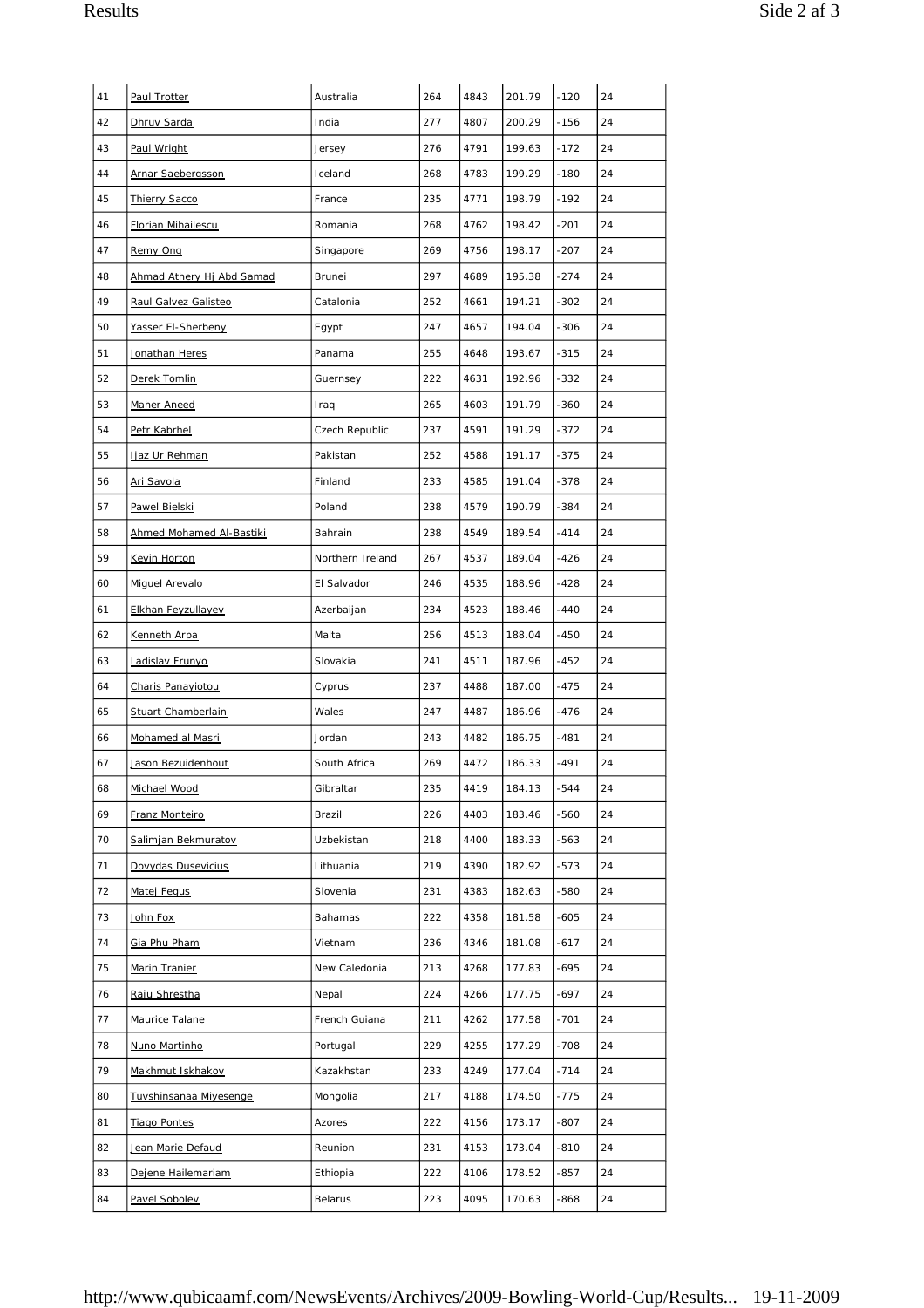| 41 | Paul Trotter | Australia | 264 | 4843 | 201.79 | -120 | 24 |
|---|---|---|---|---|---|---|---|
| 42 | Dhruv Sarda | India | 277 | 4807 | 200.29 | -156 | 24 |
| 43 | Paul Wright | Jersey | 276 | 4791 | 199.63 | -172 | 24 |
| 44 | Arnar Saebergsson | Iceland | 268 | 4783 | 199.29 | -180 | 24 |
| 45 | Thierry Sacco | France | 235 | 4771 | 198.79 | -192 | 24 |
| 46 | Florian Mihailescu | Romania | 268 | 4762 | 198.42 | -201 | 24 |
| 47 | Remy Ong | Singapore | 269 | 4756 | 198.17 | -207 | 24 |
| 48 | Ahmad Athery Hj Abd Samad | Brunei | 297 | 4689 | 195.38 | -274 | 24 |
| 49 | Raul Galvez Galisteo | Catalonia | 252 | 4661 | 194.21 | -302 | 24 |
| 50 | Yasser El-Sherbeny | Egypt | 247 | 4657 | 194.04 | -306 | 24 |
| 51 | Jonathan Heres | Panama | 255 | 4648 | 193.67 | -315 | 24 |
| 52 | Derek Tomlin | Guernsey | 222 | 4631 | 192.96 | -332 | 24 |
| 53 | Maher Aneed | Iraq | 265 | 4603 | 191.79 | -360 | 24 |
| 54 | Petr Kabrhel | Czech Republic | 237 | 4591 | 191.29 | -372 | 24 |
| 55 | Ijaz Ur Rehman | Pakistan | 252 | 4588 | 191.17 | -375 | 24 |
| 56 | Ari Savola | Finland | 233 | 4585 | 191.04 | -378 | 24 |
| 57 | Pawel Bielski | Poland | 238 | 4579 | 190.79 | -384 | 24 |
| 58 | Ahmed Mohamed Al-Bastiki | Bahrain | 238 | 4549 | 189.54 | -414 | 24 |
| 59 | Kevin Horton | Northern Ireland | 267 | 4537 | 189.04 | -426 | 24 |
| 60 | Miguel Arevalo | El Salvador | 246 | 4535 | 188.96 | -428 | 24 |
| 61 | Elkhan Feyzullayev | Azerbaijan | 234 | 4523 | 188.46 | -440 | 24 |
| 62 | Kenneth Arpa | Malta | 256 | 4513 | 188.04 | -450 | 24 |
| 63 | Ladislav Frunyo | Slovakia | 241 | 4511 | 187.96 | -452 | 24 |
| 64 | Charis Panayiotou | Cyprus | 237 | 4488 | 187.00 | -475 | 24 |
| 65 | Stuart Chamberlain | Wales | 247 | 4487 | 186.96 | -476 | 24 |
| 66 | Mohamed al Masri | Jordan | 243 | 4482 | 186.75 | -481 | 24 |
| 67 | Jason Bezuidenhout | South Africa | 269 | 4472 | 186.33 | -491 | 24 |
| 68 | Michael Wood | Gibraltar | 235 | 4419 | 184.13 | -544 | 24 |
| 69 | Franz Monteiro | Brazil | 226 | 4403 | 183.46 | -560 | 24 |
| 70 | Salimjan Bekmuratov | Uzbekistan | 218 | 4400 | 183.33 | -563 | 24 |
| 71 | Dovydas Dusevicius | Lithuania | 219 | 4390 | 182.92 | -573 | 24 |
| 72 | Matej Fegus | Slovenia | 231 | 4383 | 182.63 | -580 | 24 |
| 73 | John Fox | Bahamas | 222 | 4358 | 181.58 | -605 | 24 |
| 74 | Gia Phu Pham | Vietnam | 236 | 4346 | 181.08 | -617 | 24 |
| 75 | Marin Tranier | New Caledonia | 213 | 4268 | 177.83 | -695 | 24 |
| 76 | Raju Shrestha | Nepal | 224 | 4266 | 177.75 | -697 | 24 |
| 77 | Maurice Talane | French Guiana | 211 | 4262 | 177.58 | -701 | 24 |
| 78 | Nuno Martinho | Portugal | 229 | 4255 | 177.29 | -708 | 24 |
| 79 | Makhmut Iskhakov | Kazakhstan | 233 | 4249 | 177.04 | -714 | 24 |
| 80 | Tuvshinsanaa Miyesenge | Mongolia | 217 | 4188 | 174.50 | -775 | 24 |
| 81 | Tiago Pontes | Azores | 222 | 4156 | 173.17 | -807 | 24 |
| 82 | Jean Marie Defaud | Reunion | 231 | 4153 | 173.04 | -810 | 24 |
| 83 | Dejene Hailemariam | Ethiopia | 222 | 4106 | 178.52 | -857 | 24 |
| 84 | Pavel Sobolev | Belarus | 223 | 4095 | 170.63 | -868 | 24 |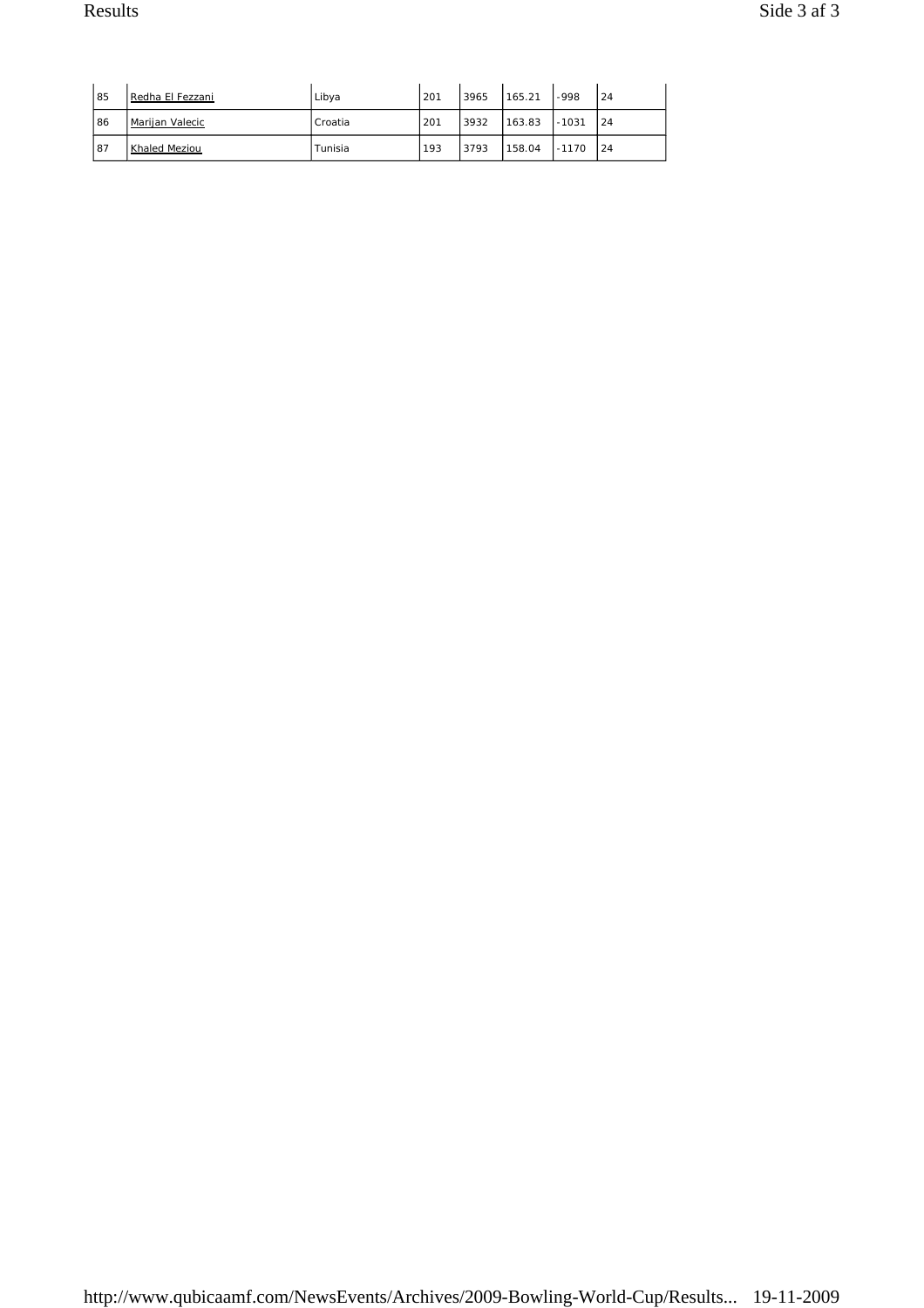| 85 | Redha El Fezzani | Libya | 201 | 3965 | 165.21 | -998 | 24 |
|---|---|---|---|---|---|---|---|
| 86 | Marijan Valecic | Croatia | 201 | 3932 | 163.83 | -1031 | 24 |
| 87 | Khaled Meziou | Tunisia | 193 | 3793 | 158.04 | -1170 | 24 |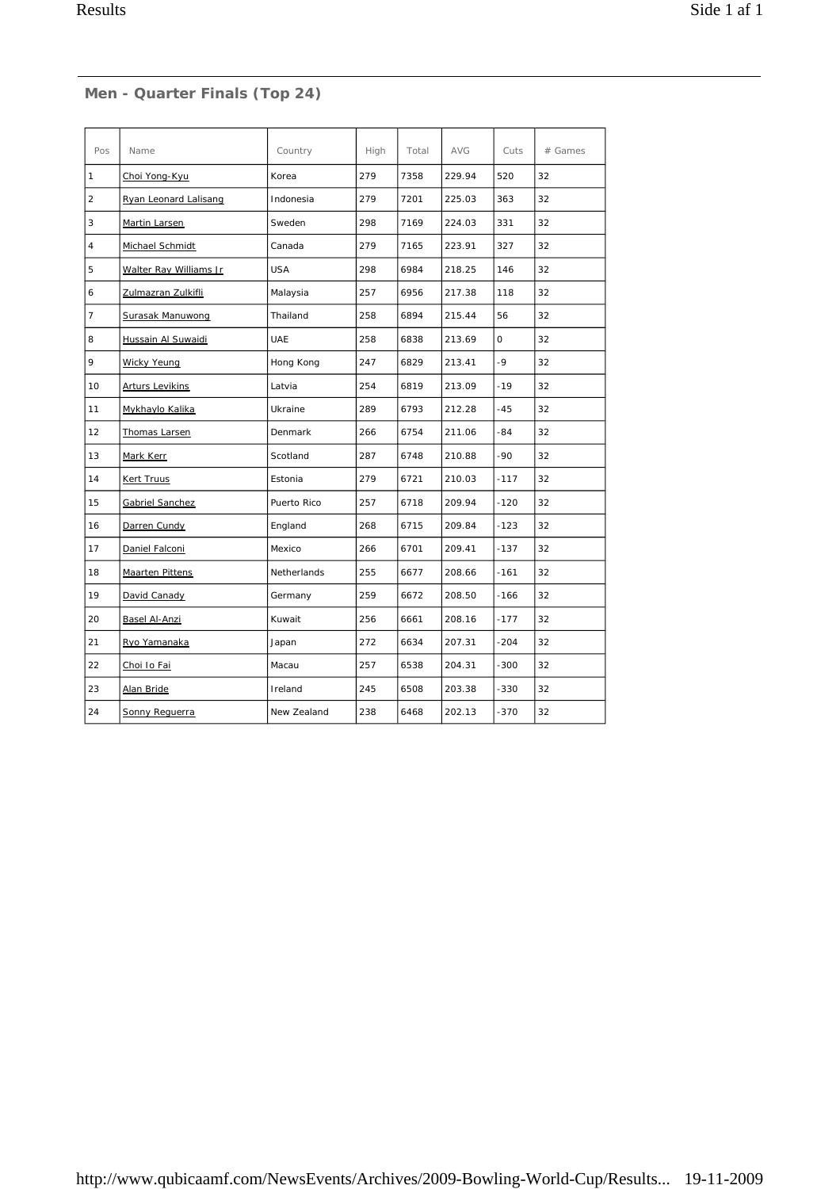## Men - Quarter Finals (Top 24)

| Pos | Name | Country | High | Total | AVG | Cuts | # Games |
|---|---|---|---|---|---|---|---|
| 1 | Choi Yong-Kyu | Korea | 279 | 7358 | 229.94 | 520 | 32 |
| 2 | Ryan Leonard Lalisang | Indonesia | 279 | 7201 | 225.03 | 363 | 32 |
| 3 | Martin Larsen | Sweden | 298 | 7169 | 224.03 | 331 | 32 |
| 4 | Michael Schmidt | Canada | 279 | 7165 | 223.91 | 327 | 32 |
| 5 | Walter Ray Williams Jr | USA | 298 | 6984 | 218.25 | 146 | 32 |
| 6 | Zulmazran Zulkifli | Malaysia | 257 | 6956 | 217.38 | 118 | 32 |
| 7 | Surasak Manuwong | Thailand | 258 | 6894 | 215.44 | 56 | 32 |
| 8 | Hussain Al Suwaidi | UAE | 258 | 6838 | 213.69 | 0 | 32 |
| 9 | Wicky Yeung | Hong Kong | 247 | 6829 | 213.41 | -9 | 32 |
| 10 | Arturs Levikins | Latvia | 254 | 6819 | 213.09 | -19 | 32 |
| 11 | Mykhaylo Kalika | Ukraine | 289 | 6793 | 212.28 | -45 | 32 |
| 12 | Thomas Larsen | Denmark | 266 | 6754 | 211.06 | -84 | 32 |
| 13 | Mark Kerr | Scotland | 287 | 6748 | 210.88 | -90 | 32 |
| 14 | Kert Truus | Estonia | 279 | 6721 | 210.03 | -117 | 32 |
| 15 | Gabriel Sanchez | Puerto Rico | 257 | 6718 | 209.94 | -120 | 32 |
| 16 | Darren Cundy | England | 268 | 6715 | 209.84 | -123 | 32 |
| 17 | Daniel Falconi | Mexico | 266 | 6701 | 209.41 | -137 | 32 |
| 18 | Maarten Pittens | Netherlands | 255 | 6677 | 208.66 | -161 | 32 |
| 19 | David Canady | Germany | 259 | 6672 | 208.50 | -166 | 32 |
| 20 | Basel Al-Anzi | Kuwait | 256 | 6661 | 208.16 | -177 | 32 |
| 21 | Ryo Yamanaka | Japan | 272 | 6634 | 207.31 | -204 | 32 |
| 22 | Choi Io Fai | Macau | 257 | 6538 | 204.31 | -300 | 32 |
| 23 | Alan Bride | Ireland | 245 | 6508 | 203.38 | -330 | 32 |
| 24 | Sonny Reguerra | New Zealand | 238 | 6468 | 202.13 | -370 | 32 |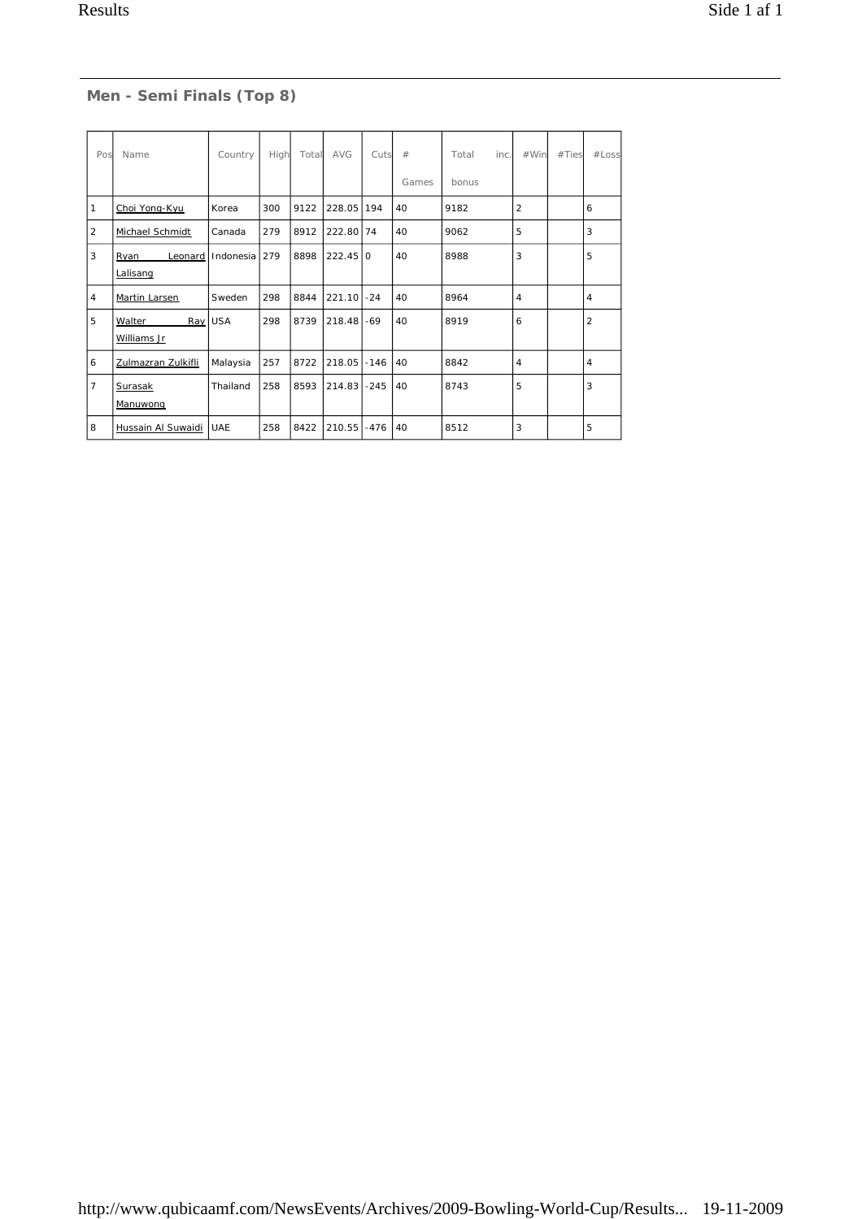## Men - Semi Finals (Top 8)

| Pos | Name | Country | High | Total | AVG | Cuts | # Games | Total inc. bonus | #Win | #Ties | #Loss |
|---|---|---|---|---|---|---|---|---|---|---|---|
| 1 | Choi Yong-Kyu | Korea | 300 | 9122 | 228.05 | 194 | 40 | 9182 | 2 | | 6 |
| 2 | Michael Schmidt | Canada | 279 | 8912 | 222.80 | 74 | 40 | 9062 | 5 | | 3 |
| 3 | Ryan Leonard Lalisang | Indonesia | 279 | 8898 | 222.45 | 0 | 40 | 8988 | 3 | | 5 |
| 4 | Martin Larsen | Sweden | 298 | 8844 | 221.10 | -24 | 40 | 8964 | 4 | | 4 |
| 5 | Walter Ray Williams Jr | USA | 298 | 8739 | 218.48 | -69 | 40 | 8919 | 6 | | 2 |
| 6 | Zulmazran Zulkifli | Malaysia | 257 | 8722 | 218.05 | -146 | 40 | 8842 | 4 | | 4 |
| 7 | Surasak Manuwong | Thailand | 258 | 8593 | 214.83 | -245 | 40 | 8743 | 5 | | 3 |
| 8 | Hussain Al Suwaidi | UAE | 258 | 8422 | 210.55 | -476 | 40 | 8512 | 3 | | 5 |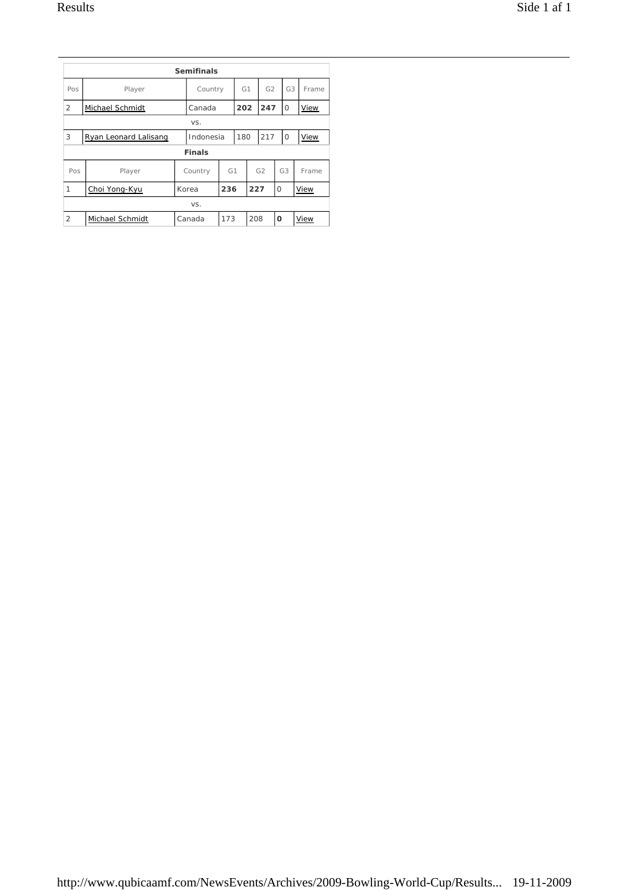### Semifinals

| Pos | Player | Country | G1 | G2 | G3 | Frame |
|---|---|---|---|---|---|---|
| 2 | Michael Schmidt | Canada | **202** | **247** | 0 | View |
| | | vs. | | | | |
| 3 | Ryan Leonard Lalisang | Indonesia | 180 | 217 | 0 | View |

### Finals

| Pos | Player | Country | G1 | G2 | G3 | Frame |
|---|---|---|---|---|---|---|
| 1 | Choi Yong-Kyu | Korea | **236** | **227** | 0 | View |
| | | vs. | | | | |
| 2 | Michael Schmidt | Canada | 173 | 208 | **0** | View |